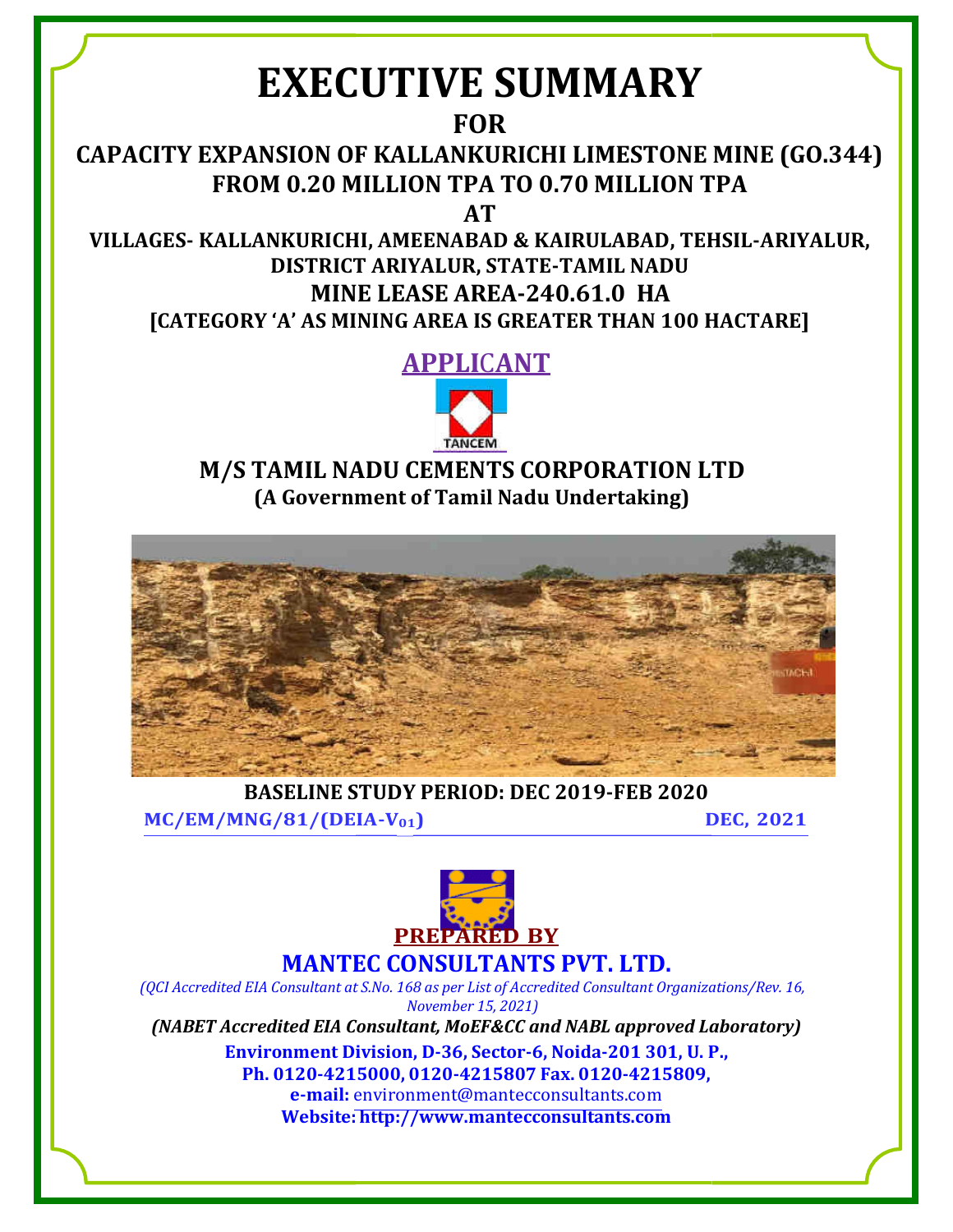# EXECUTIVE SUMMARY

## FOR

## CAPACITY EXPANSION OF KALLANKURICHI LIMESTONE MINE (GO.344) FROM 0.20 MILLION TPA TO 0.70 MILLION TPA

## AT

**VILLAGES- KALLANKURICHI, AMEENABAD & KAIRULABAD, TEHSIL-ARIYALUR, DISTRICT ARIYALUR, STATE-TAMIL NADU**

**MINE LEASE AREA-240.61.0 HA**

**[CATEGORY 'A' AS MINING AREA IS GREATER THAN 100 HACTARE]**

**APPLICANT**

TANCEM

**M/S TAMIL NADU CEMENTS CORPORATION LTD**

**(A Government of Tamil Nadu Undertaking)**

**BASELINE STUDY PERIOD: DEC 2019-FEB 2020**

**MC/EM/MNG/81/(DEIA-$V_{01}$)** **DEC, 2021**

**PREPARED BY**

**MANTEC CONSULTANTS PVT. LTD.**

*(QCI Accredited EIA Consultant at S.No. 168 as per List of Accredited Consultant Organizations/Rev. 16, November 15, 2021)*

***(NABET Accredited EIA Consultant, MoEF&CC and NABL approved Laboratory)***

**Environment Division, D-36, Sector-6, Noida-201 301, U. P.,**
**Ph. 0120-4215000, 0120-4215807 Fax. 0120-4215809,**
**e-mail:** environment@mantecconsultants.com
**Website: http://www.mantecconsultants.com**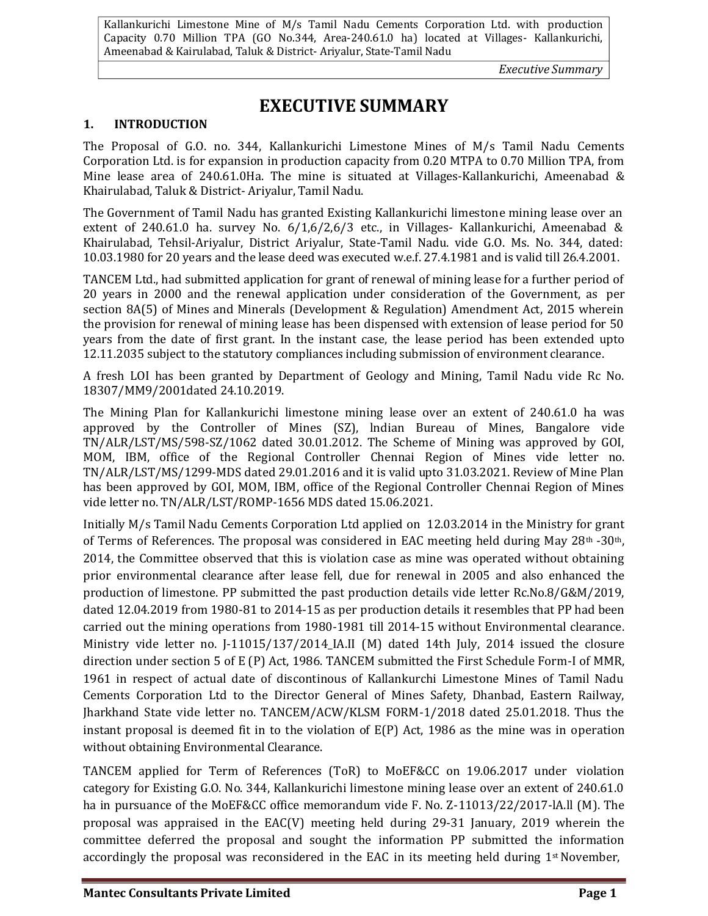# EXECUTIVE SUMMARY

## 1. INTRODUCTION

The Proposal of G.O. no. 344, Kallankurichi Limestone Mines of M/s Tamil Nadu Cements Corporation Ltd. is for expansion in production capacity from 0.20 MTPA to 0.70 Million TPA, from Mine lease area of 240.61.0Ha. The mine is situated at Villages-Kallankurichi, Ameenabad & Khairulabad, Taluk & District- Ariyalur, Tamil Nadu.

The Government of Tamil Nadu has granted Existing Kallankurichi limestone mining lease over an extent of 240.61.0 ha. survey No. 6/1,6/2,6/3 etc., in Villages- Kallankurichi, Ameenabad & Khairulabad, Tehsil-Ariyalur, District Ariyalur, State-Tamil Nadu. vide G.O. Ms. No. 344, dated: 10.03.1980 for 20 years and the lease deed was executed w.e.f. 27.4.1981 and is valid till 26.4.2001.

TANCEM Ltd., had submitted application for grant of renewal of mining lease for a further period of 20 years in 2000 and the renewal application under consideration of the Government, as per section 8A(5) of Mines and Minerals (Development & Regulation) Amendment Act, 2015 wherein the provision for renewal of mining lease has been dispensed with extension of lease period for 50 years from the date of first grant. In the instant case, the lease period has been extended upto 12.11.2035 subject to the statutory compliances including submission of environment clearance.

A fresh LOI has been granted by Department of Geology and Mining, Tamil Nadu vide Rc No. 18307/MM9/2001dated 24.10.2019.

The Mining Plan for Kallankurichi limestone mining lease over an extent of 240.61.0 ha was approved by the Controller of Mines (SZ), lndian Bureau of Mines, Bangalore vide TN/ALR/LST/MS/598-SZ/1062 dated 30.01.2012. The Scheme of Mining was approved by GOI, MOM, IBM, office of the Regional Controller Chennai Region of Mines vide letter no. TN/ALR/LST/MS/1299-MDS dated 29.01.2016 and it is valid upto 31.03.2021. Review of Mine Plan has been approved by GOI, MOM, IBM, office of the Regional Controller Chennai Region of Mines vide letter no. TN/ALR/LST/ROMP-1656 MDS dated 15.06.2021.

Initially M/s Tamil Nadu Cements Corporation Ltd applied on 12.03.2014 in the Ministry for grant of Terms of References. The proposal was considered in EAC meeting held during May 28th -30th, 2014, the Committee observed that this is violation case as mine was operated without obtaining prior environmental clearance after lease fell, due for renewal in 2005 and also enhanced the production of limestone. PP submitted the past production details vide letter Rc.No.8/G&M/2019, dated 12.04.2019 from 1980-81 to 2014-15 as per production details it resembles that PP had been carried out the mining operations from 1980-1981 till 2014-15 without Environmental clearance. Ministry vide letter no. J-11015/137/2014_IA.II (M) dated 14th July, 2014 issued the closure direction under section 5 of E (P) Act, 1986. TANCEM submitted the First Schedule Form-I of MMR, 1961 in respect of actual date of discontinous of Kallankurchi Limestone Mines of Tamil Nadu Cements Corporation Ltd to the Director General of Mines Safety, Dhanbad, Eastern Railway, Jharkhand State vide letter no. TANCEM/ACW/KLSM FORM-1/2018 dated 25.01.2018. Thus the instant proposal is deemed fit in to the violation of E(P) Act, 1986 as the mine was in operation without obtaining Environmental Clearance.

TANCEM applied for Term of References (ToR) to MoEF&CC on 19.06.2017 under violation category for Existing G.O. No. 344, Kallankurichi limestone mining lease over an extent of 240.61.0 ha in pursuance of the MoEF&CC office memorandum vide F. No. Z-11013/22/2017-lA.ll (M). The proposal was appraised in the EAC(V) meeting held during 29-31 January, 2019 wherein the committee deferred the proposal and sought the information PP submitted the information accordingly the proposal was reconsidered in the EAC in its meeting held during 1st November,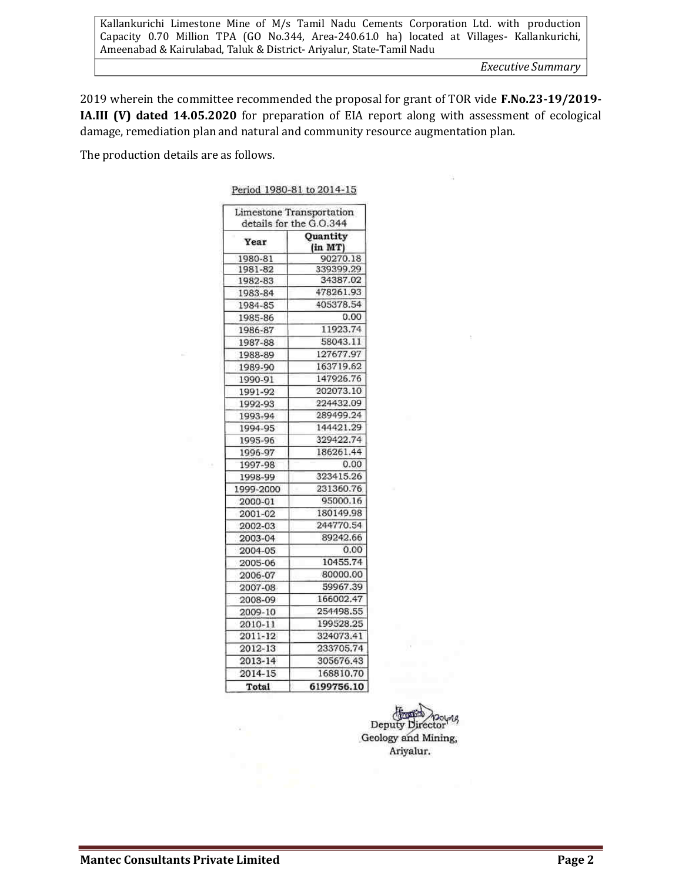2019 wherein the committee recommended the proposal for grant of TOR vide **F.No.23-19/2019-IA.III (V) dated 14.05.2020** for preparation of EIA report along with assessment of ecological damage, remediation plan and natural and community resource augmentation plan.

The production details are as follows.

Period 1980-81 to 2014-15

| Limestone Transportation details for the G.O.344 | |
|---|---|
| **Year** | **Quantity (in MT)** |
| 1980-81 | 90270.18 |
| 1981-82 | 339399.29 |
| 1982-83 | 34387.02 |
| 1983-84 | 478261.93 |
| 1984-85 | 405378.54 |
| 1985-86 | 0.00 |
| 1986-87 | 11923.74 |
| 1987-88 | 58043.11 |
| 1988-89 | 127677.97 |
| 1989-90 | 163719.62 |
| 1990-91 | 147926.76 |
| 1991-92 | 202073.10 |
| 1992-93 | 224432.09 |
| 1993-94 | 289499.24 |
| 1994-95 | 144421.29 |
| 1995-96 | 329422.74 |
| 1996-97 | 186261.44 |
| 1997-98 | 0.00 |
| 1998-99 | 323415.26 |
| 1999-2000 | 231360.76 |
| 2000-01 | 95000.16 |
| 2001-02 | 180149.98 |
| 2002-03 | 244770.54 |
| 2003-04 | 89242.66 |
| 2004-05 | 0.00 |
| 2005-06 | 10455.74 |
| 2006-07 | 80000.00 |
| 2007-08 | 59967.39 |
| 2008-09 | 166002.47 |
| 2009-10 | 254498.55 |
| 2010-11 | 199528.25 |
| 2011-12 | 324073.41 |
| 2012-13 | 233705.74 |
| 2013-14 | 305676.43 |
| 2014-15 | 168810.70 |
| **Total** | **6199756.10** |

Deputy Director
Geology and Mining,
Ariyalur.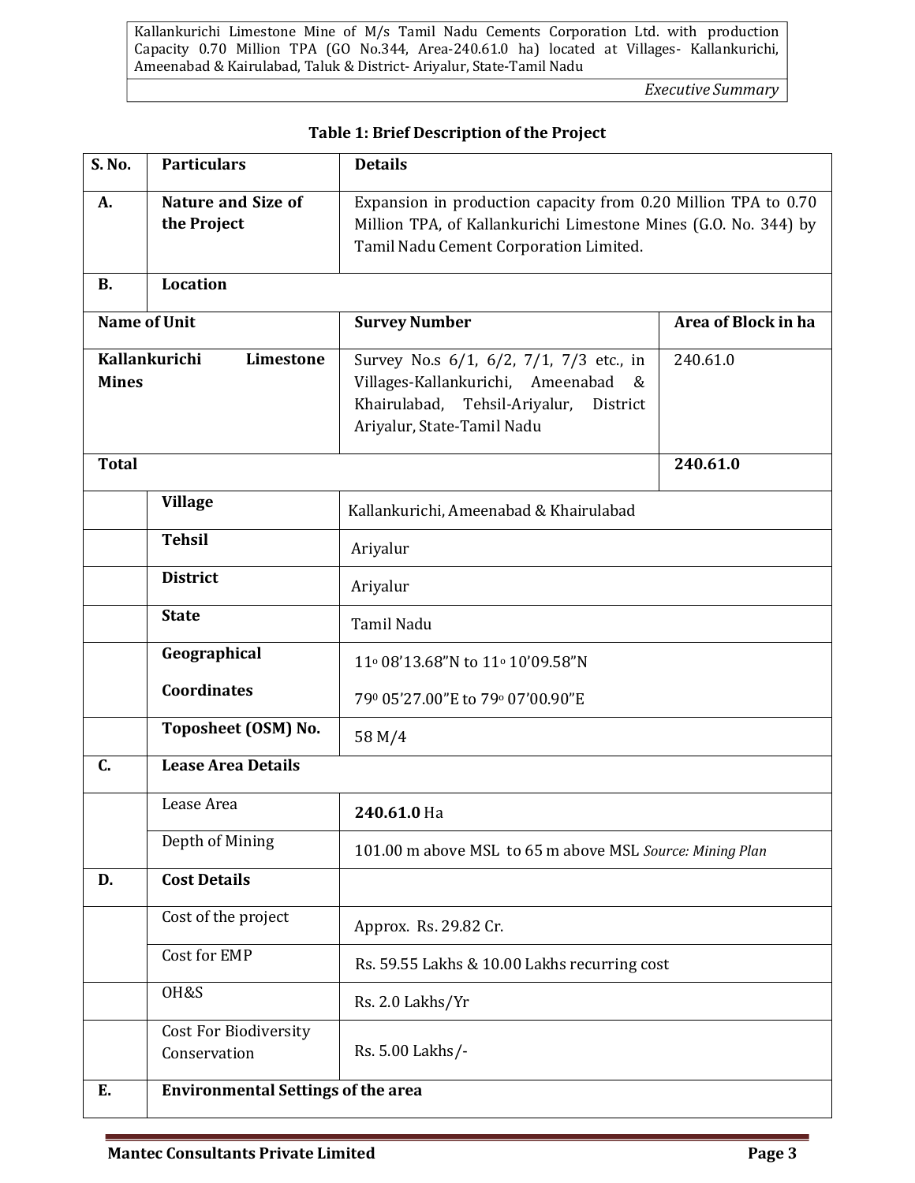**Table 1: Brief Description of the Project**

| S. No. | Particulars | Details | |
|---|---|---|---|
| A. | **Nature and Size of the Project** | Expansion in production capacity from 0.20 Million TPA to 0.70 Million TPA, of Kallankurichi Limestone Mines (G.O. No. 344) by Tamil Nadu Cement Corporation Limited. | |
| B. | **Location** | | |
| **Name of Unit** | | **Survey Number** | **Area of Block in ha** |
| **Kallankurichi Limestone Mines** | | Survey No.s 6/1, 6/2, 7/1, 7/3 etc., in Villages-Kallankurichi, Ameenabad & Khairulabad, Tehsil-Ariyalur, District Ariyalur, State-Tamil Nadu | 240.61.0 |
| **Total** | | | **240.61.0** |
| | **Village** | Kallankurichi, Ameenabad & Khairulabad | |
| | **Tehsil** | Ariyalur | |
| | **District** | Ariyalur | |
| | **State** | Tamil Nadu | |
| | **Geographical Coordinates** | 11° 08'13.68"N to 11° 10'09.58"N<br>79° 05'27.00"E to 79° 07'00.90"E | |
| | **Toposheet (OSM) No.** | 58 M/4 | |
| C. | **Lease Area Details** | | |
| | Lease Area | **240.61.0** Ha | |
| | Depth of Mining | 101.00 m above MSL to 65 m above MSL *Source: Mining Plan* | |
| D. | **Cost Details** | | |
| | Cost of the project | Approx. Rs. 29.82 Cr. | |
| | Cost for EMP | Rs. 59.55 Lakhs & 10.00 Lakhs recurring cost | |
| | OH&S | Rs. 2.0 Lakhs/Yr | |
| | Cost For Biodiversity Conservation | Rs. 5.00 Lakhs/- | |
| E. | **Environmental Settings of the area** | | |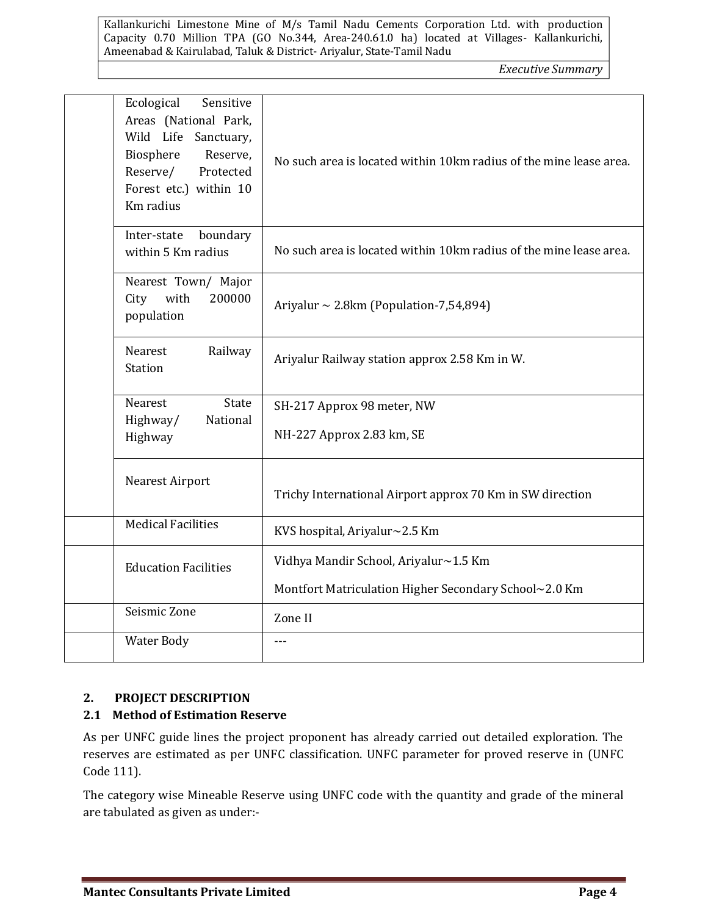| | | |
|---|---|---|
| | Ecological Sensitive Areas (National Park, Wild Life Sanctuary, Biosphere Reserve, Reserve/ Protected Forest etc.) within 10 Km radius | No such area is located within 10km radius of the mine lease area. |
| | Inter-state boundary within 5 Km radius | No such area is located within 10km radius of the mine lease area. |
| | Nearest Town/ Major City with 200000 population | Ariyalur ~ 2.8km (Population-7,54,894) |
| | Nearest Railway Station | Ariyalur Railway station approx 2.58 Km in W. |
| | Nearest State Highway/ National Highway | SH-217 Approx 98 meter, NW<br><br>NH-227 Approx 2.83 km, SE |
| | Nearest Airport | Trichy International Airport approx 70 Km in SW direction |
| | Medical Facilities | KVS hospital, Ariyalur~2.5 Km |
| | Education Facilities | Vidhya Mandir School, Ariyalur~1.5 Km<br><br>Montfort Matriculation Higher Secondary School~2.0 Km |
| | Seismic Zone | Zone II |
| | Water Body | --- |

## 2. PROJECT DESCRIPTION

### 2.1 Method of Estimation Reserve

As per UNFC guide lines the project proponent has already carried out detailed exploration. The reserves are estimated as per UNFC classification. UNFC parameter for proved reserve in (UNFC Code 111).

The category wise Mineable Reserve using UNFC code with the quantity and grade of the mineral are tabulated as given as under:-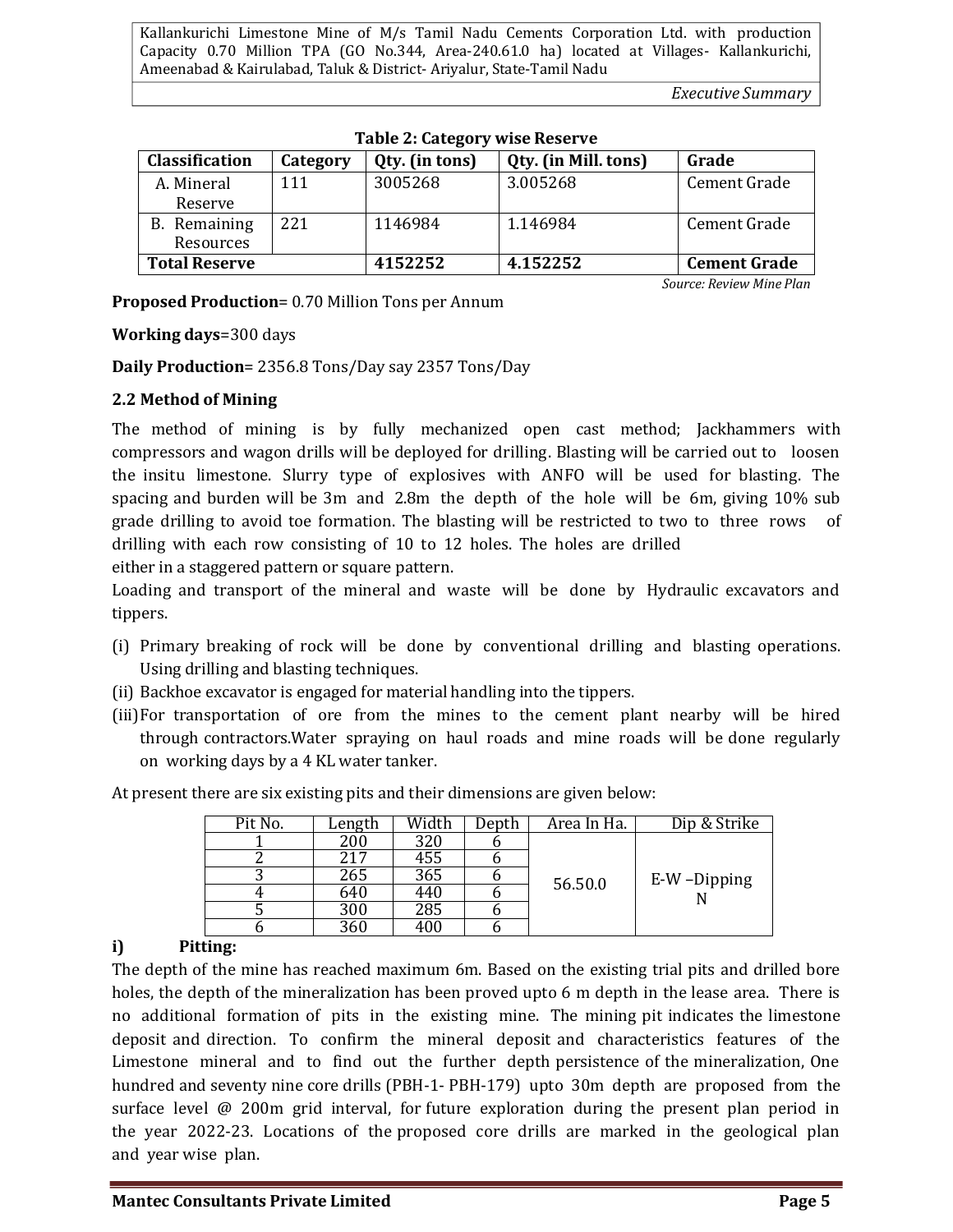**Table 2: Category wise Reserve**

| Classification | Category | Qty. (in tons) | Qty. (in Mill. tons) | Grade |
|---|---|---|---|---|
| A. Mineral Reserve | 111 | 3005268 | 3.005268 | Cement Grade |
| B. Remaining Resources | 221 | 1146984 | 1.146984 | Cement Grade |
| **Total Reserve** | | **4152252** | **4.152252** | **Cement Grade** |

*Source: Review Mine Plan*

**Proposed Production**= 0.70 Million Tons per Annum

**Working days**=300 days

**Daily Production**= 2356.8 Tons/Day say 2357 Tons/Day

### 2.2 Method of Mining

The method of mining is by fully mechanized open cast method; Jackhammers with compressors and wagon drills will be deployed for drilling. Blasting will be carried out to loosen the insitu limestone. Slurry type of explosives with ANFO will be used for blasting. The spacing and burden will be 3m and 2.8m the depth of the hole will be 6m, giving 10% sub grade drilling to avoid toe formation. The blasting will be restricted to two to three rows of drilling with each row consisting of 10 to 12 holes. The holes are drilled either in a staggered pattern or square pattern.

Loading and transport of the mineral and waste will be done by Hydraulic excavators and tippers.

(i) Primary breaking of rock will be done by conventional drilling and blasting operations. Using drilling and blasting techniques.
(ii) Backhoe excavator is engaged for material handling into the tippers.
(iii) For transportation of ore from the mines to the cement plant nearby will be hired through contractors.Water spraying on haul roads and mine roads will be done regularly on working days by a 4 KL water tanker.

At present there are six existing pits and their dimensions are given below:

| Pit No. | Length | Width | Depth | Area In Ha. | Dip & Strike |
|---|---|---|---|---|---|
| 1 | 200 | 320 | 6 | 56.50.0 | E-W –Dipping N |
| 2 | 217 | 455 | 6 | | |
| 3 | 265 | 365 | 6 | | |
| 4 | 640 | 440 | 6 | | |
| 5 | 300 | 285 | 6 | | |
| 6 | 360 | 400 | 6 | | |

**i) Pitting:**

The depth of the mine has reached maximum 6m. Based on the existing trial pits and drilled bore holes, the depth of the mineralization has been proved upto 6 m depth in the lease area. There is no additional formation of pits in the existing mine. The mining pit indicates the limestone deposit and direction. To confirm the mineral deposit and characteristics features of the Limestone mineral and to find out the further depth persistence of the mineralization, One hundred and seventy nine core drills (PBH-1- PBH-179) upto 30m depth are proposed from the surface level @ 200m grid interval, for future exploration during the present plan period in the year 2022-23. Locations of the proposed core drills are marked in the geological plan and year wise plan.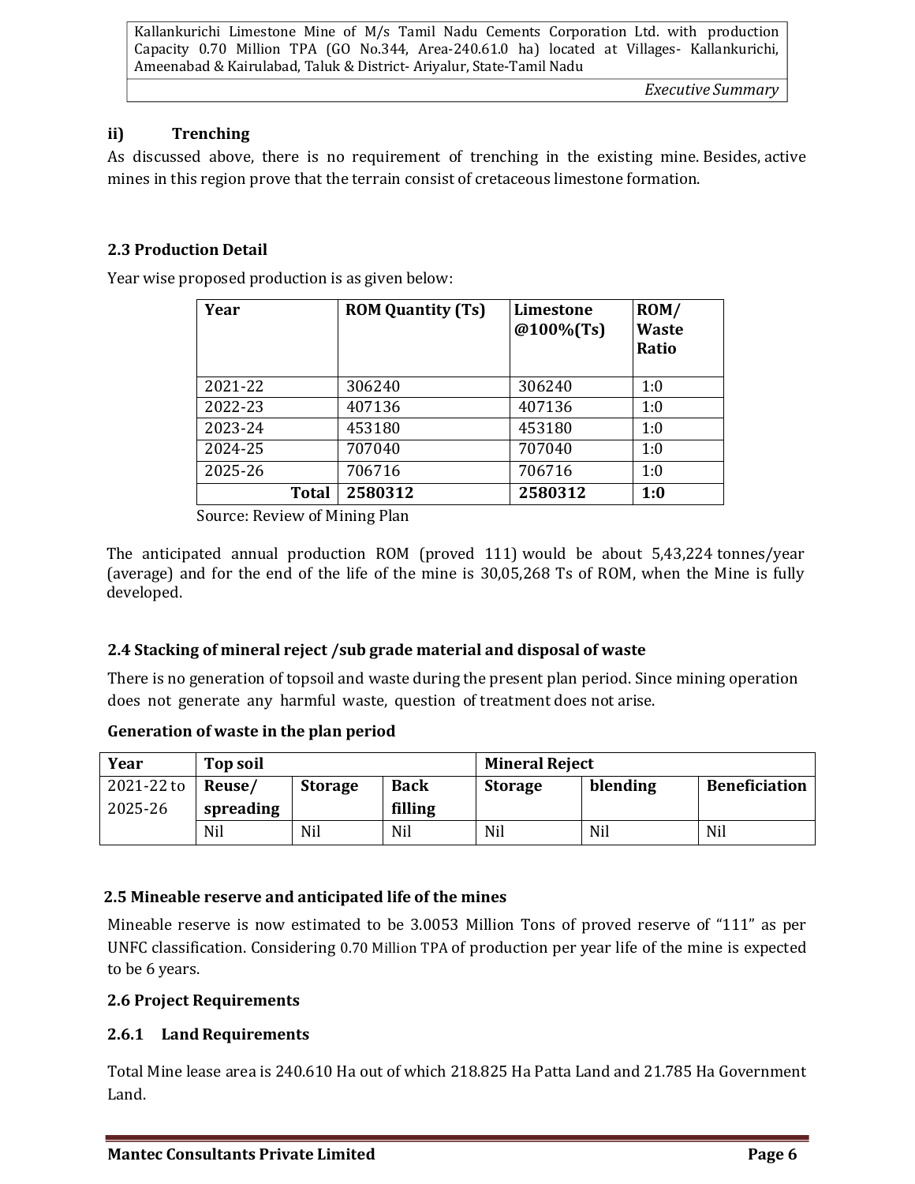#### ii) Trenching

As discussed above, there is no requirement of trenching in the existing mine. Besides, active mines in this region prove that the terrain consist of cretaceous limestone formation.

### 2.3 Production Detail

Year wise proposed production is as given below:

| Year | ROM Quantity (Ts) | Limestone @100%(Ts) | ROM/ Waste Ratio |
|---|---|---|---|
| 2021-22 | 306240 | 306240 | 1:0 |
| 2022-23 | 407136 | 407136 | 1:0 |
| 2023-24 | 453180 | 453180 | 1:0 |
| 2024-25 | 707040 | 707040 | 1:0 |
| 2025-26 | 706716 | 706716 | 1:0 |
| **Total** | **2580312** | **2580312** | **1:0** |

Source: Review of Mining Plan

The anticipated annual production ROM (proved 111) would be about 5,43,224 tonnes/year (average) and for the end of the life of the mine is 30,05,268 Ts of ROM, when the Mine is fully developed.

### 2.4 Stacking of mineral reject /sub grade material and disposal of waste

There is no generation of topsoil and waste during the present plan period. Since mining operation does not generate any harmful waste, question of treatment does not arise.

**Generation of waste in the plan period**

| Year | Top soil | | | Mineral Reject | | |
|---|---|---|---|---|---|---|
| 2021-22 to 2025-26 | **Reuse/ spreading** | **Storage** | **Back filling** | **Storage** | **blending** | **Beneficiation** |
| | Nil | Nil | Nil | Nil | Nil | Nil |

### 2.5 Mineable reserve and anticipated life of the mines

Mineable reserve is now estimated to be 3.0053 Million Tons of proved reserve of "111" as per UNFC classification. Considering 0.70 Million TPA of production per year life of the mine is expected to be 6 years.

### 2.6 Project Requirements

#### 2.6.1 Land Requirements

Total Mine lease area is 240.610 Ha out of which 218.825 Ha Patta Land and 21.785 Ha Government Land.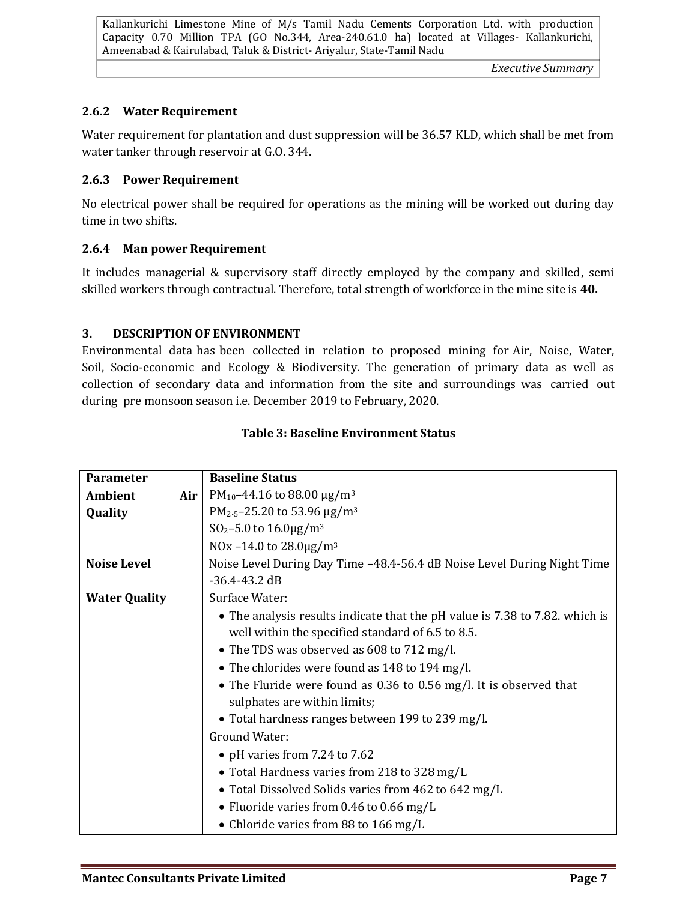### 2.6.2 Water Requirement

Water requirement for plantation and dust suppression will be 36.57 KLD, which shall be met from water tanker through reservoir at G.O. 344.

### 2.6.3 Power Requirement

No electrical power shall be required for operations as the mining will be worked out during day time in two shifts.

### 2.6.4 Man power Requirement

It includes managerial & supervisory staff directly employed by the company and skilled, semi skilled workers through contractual. Therefore, total strength of workforce in the mine site is **40.**

## 3. DESCRIPTION OF ENVIRONMENT

Environmental data has been collected in relation to proposed mining for Air, Noise, Water, Soil, Socio-economic and Ecology & Biodiversity. The generation of primary data as well as collection of secondary data and information from the site and surroundings was carried out during pre monsoon season i.e. December 2019 to February, 2020.

**Table 3: Baseline Environment Status**

| Parameter | Baseline Status |
|---|---|
| **Ambient Air Quality** | $PM_{10}$–44.16 to 88.00 µg/m$^3$<br>$PM_{2.5}$–25.20 to 53.96 µg/m$^3$<br>$SO_2$–5.0 to 16.0µg/m$^3$<br>NOx –14.0 to 28.0µg/m$^3$ |
| **Noise Level** | Noise Level During Day Time –48.4-56.4 dB Noise Level During Night Time -36.4-43.2 dB |
| **Water Quality** | Surface Water:<br>• The analysis results indicate that the pH value is 7.38 to 7.82. which is well within the specified standard of 6.5 to 8.5.<br>• The TDS was observed as 608 to 712 mg/l.<br>• The chlorides were found as 148 to 194 mg/l.<br>• The Fluride were found as 0.36 to 0.56 mg/l. It is observed that sulphates are within limits;<br>• Total hardness ranges between 199 to 239 mg/l. |
| | Ground Water:<br>• pH varies from 7.24 to 7.62<br>• Total Hardness varies from 218 to 328 mg/L<br>• Total Dissolved Solids varies from 462 to 642 mg/L<br>• Fluoride varies from 0.46 to 0.66 mg/L<br>• Chloride varies from 88 to 166 mg/L |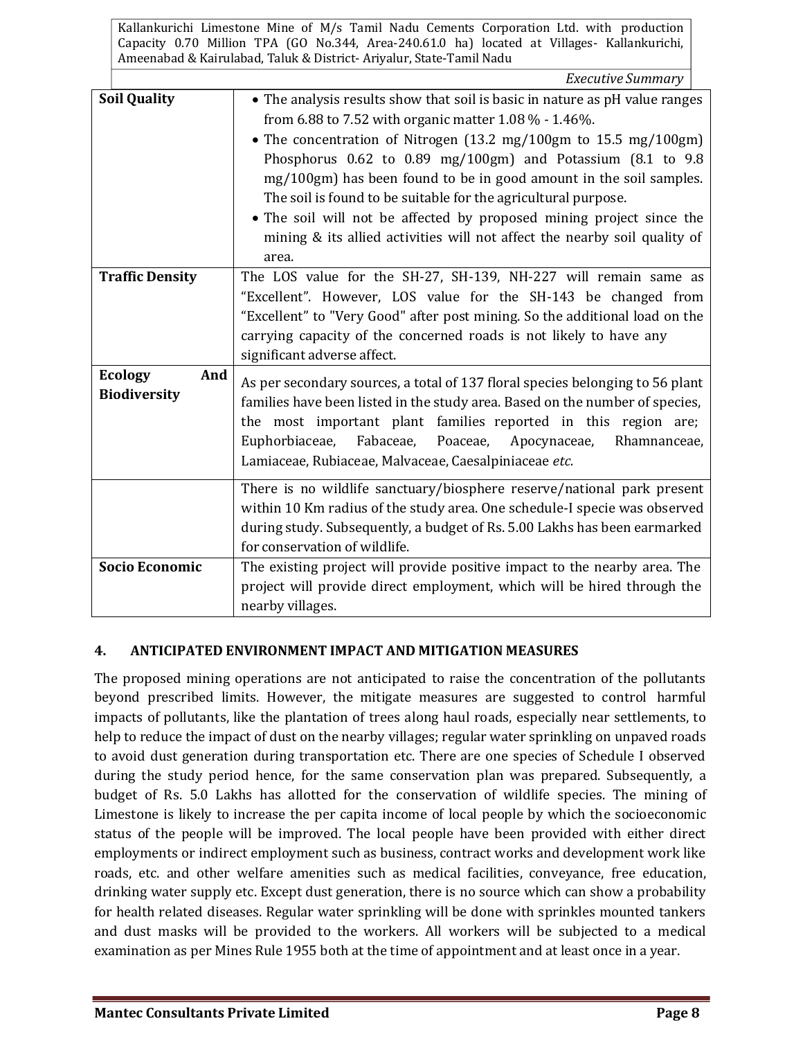| | |
|---|---|
| **Soil Quality** | • The analysis results show that soil is basic in nature as pH value ranges from 6.88 to 7.52 with organic matter 1.08 % - 1.46%.<br>• The concentration of Nitrogen (13.2 mg/100gm to 15.5 mg/100gm) Phosphorus 0.62 to 0.89 mg/100gm) and Potassium (8.1 to 9.8 mg/100gm) has been found to be in good amount in the soil samples. The soil is found to be suitable for the agricultural purpose.<br>• The soil will not be affected by proposed mining project since the mining & its allied activities will not affect the nearby soil quality of area. |
| **Traffic Density** | The LOS value for the SH-27, SH-139, NH-227 will remain same as "Excellent". However, LOS value for the SH-143 be changed from "Excellent" to "Very Good" after post mining. So the additional load on the carrying capacity of the concerned roads is not likely to have any significant adverse affect. |
| **Ecology And Biodiversity** | As per secondary sources, a total of 137 floral species belonging to 56 plant families have been listed in the study area. Based on the number of species, the most important plant families reported in this region are; Euphorbiaceae, Fabaceae, Poaceae, Apocynaceae, Rhamnanceae, Lamiaceae, Rubiaceae, Malvaceae, Caesalpiniaceae *etc.* |
| | There is no wildlife sanctuary/biosphere reserve/national park present within 10 Km radius of the study area. One schedule-I specie was observed during study. Subsequently, a budget of Rs. 5.00 Lakhs has been earmarked for conservation of wildlife. |
| **Socio Economic** | The existing project will provide positive impact to the nearby area. The project will provide direct employment, which will be hired through the nearby villages. |

## 4. ANTICIPATED ENVIRONMENT IMPACT AND MITIGATION MEASURES

The proposed mining operations are not anticipated to raise the concentration of the pollutants beyond prescribed limits. However, the mitigate measures are suggested to control harmful impacts of pollutants, like the plantation of trees along haul roads, especially near settlements, to help to reduce the impact of dust on the nearby villages; regular water sprinkling on unpaved roads to avoid dust generation during transportation etc. There are one species of Schedule I observed during the study period hence, for the same conservation plan was prepared. Subsequently, a budget of Rs. 5.0 Lakhs has allotted for the conservation of wildlife species. The mining of Limestone is likely to increase the per capita income of local people by which the socioeconomic status of the people will be improved. The local people have been provided with either direct employments or indirect employment such as business, contract works and development work like roads, etc. and other welfare amenities such as medical facilities, conveyance, free education, drinking water supply etc. Except dust generation, there is no source which can show a probability for health related diseases. Regular water sprinkling will be done with sprinkles mounted tankers and dust masks will be provided to the workers. All workers will be subjected to a medical examination as per Mines Rule 1955 both at the time of appointment and at least once in a year.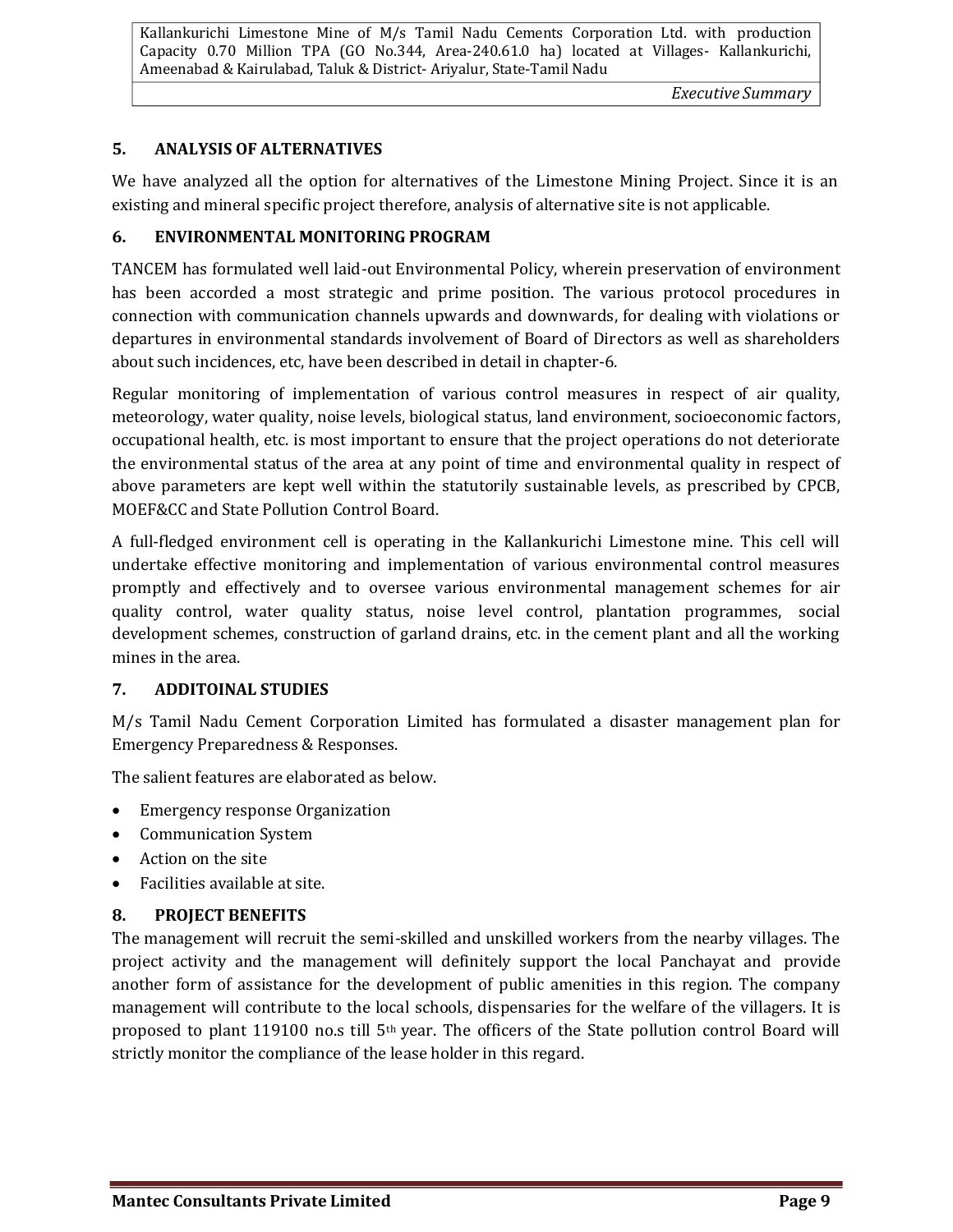## 5. ANALYSIS OF ALTERNATIVES

We have analyzed all the option for alternatives of the Limestone Mining Project. Since it is an existing and mineral specific project therefore, analysis of alternative site is not applicable.

## 6. ENVIRONMENTAL MONITORING PROGRAM

TANCEM has formulated well laid-out Environmental Policy, wherein preservation of environment has been accorded a most strategic and prime position. The various protocol procedures in connection with communication channels upwards and downwards, for dealing with violations or departures in environmental standards involvement of Board of Directors as well as shareholders about such incidences, etc, have been described in detail in chapter-6.

Regular monitoring of implementation of various control measures in respect of air quality, meteorology, water quality, noise levels, biological status, land environment, socioeconomic factors, occupational health, etc. is most important to ensure that the project operations do not deteriorate the environmental status of the area at any point of time and environmental quality in respect of above parameters are kept well within the statutorily sustainable levels, as prescribed by CPCB, MOEF&CC and State Pollution Control Board.

A full-fledged environment cell is operating in the Kallankurichi Limestone mine. This cell will undertake effective monitoring and implementation of various environmental control measures promptly and effectively and to oversee various environmental management schemes for air quality control, water quality status, noise level control, plantation programmes, social development schemes, construction of garland drains, etc. in the cement plant and all the working mines in the area.

## 7. ADDITOINAL STUDIES

M/s Tamil Nadu Cement Corporation Limited has formulated a disaster management plan for Emergency Preparedness & Responses.

The salient features are elaborated as below.

- Emergency response Organization
- Communication System
- Action on the site
- Facilities available at site.

## 8. PROJECT BENEFITS

The management will recruit the semi-skilled and unskilled workers from the nearby villages. The project activity and the management will definitely support the local Panchayat and provide another form of assistance for the development of public amenities in this region. The company management will contribute to the local schools, dispensaries for the welfare of the villagers. It is proposed to plant 119100 no.s till 5th year. The officers of the State pollution control Board will strictly monitor the compliance of the lease holder in this regard.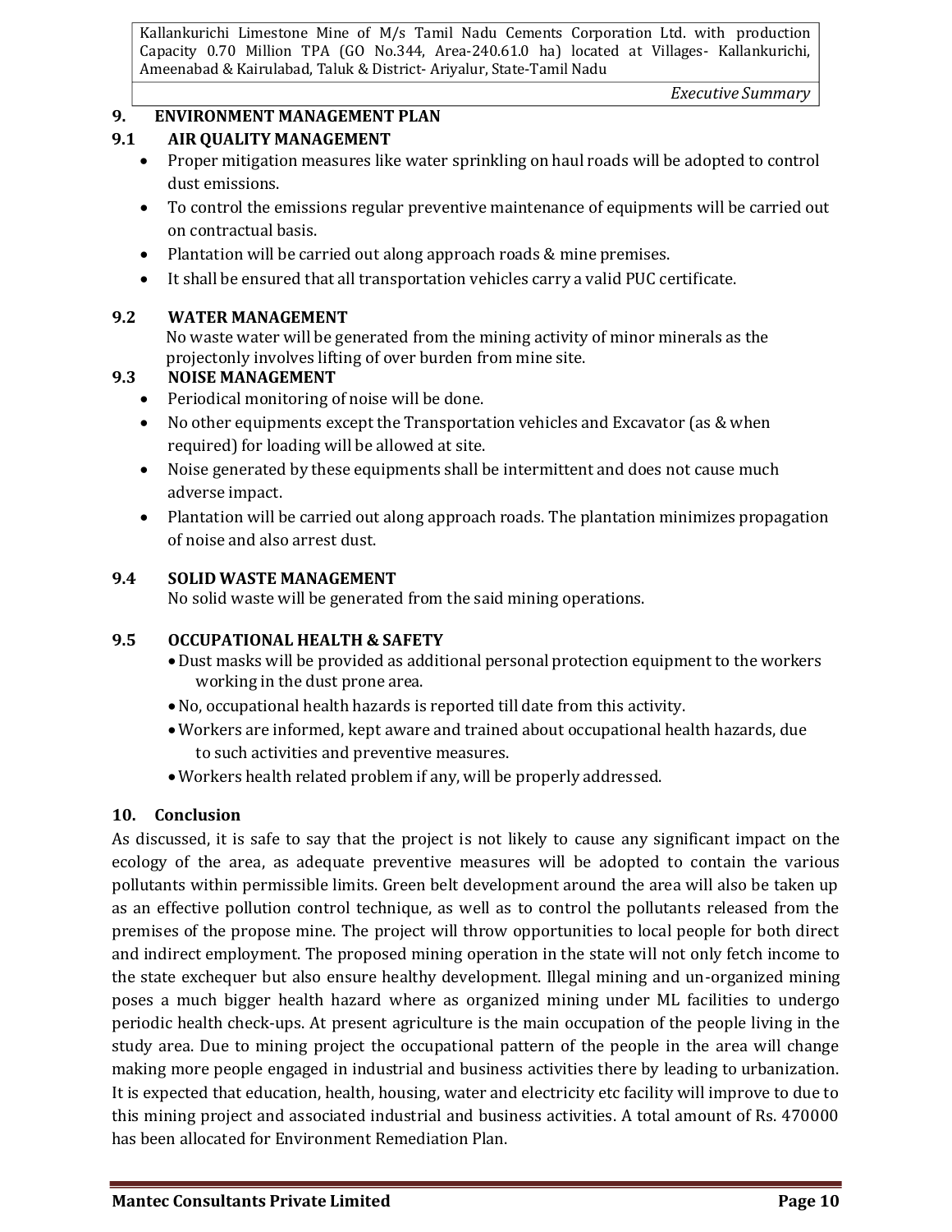## 9. ENVIRONMENT MANAGEMENT PLAN

### 9.1 AIR QUALITY MANAGEMENT

- Proper mitigation measures like water sprinkling on haul roads will be adopted to control dust emissions.
- To control the emissions regular preventive maintenance of equipments will be carried out on contractual basis.
- Plantation will be carried out along approach roads & mine premises.
- It shall be ensured that all transportation vehicles carry a valid PUC certificate.

### 9.2 WATER MANAGEMENT

No waste water will be generated from the mining activity of minor minerals as the projectonly involves lifting of over burden from mine site.

### 9.3 NOISE MANAGEMENT

- Periodical monitoring of noise will be done.
- No other equipments except the Transportation vehicles and Excavator (as & when required) for loading will be allowed at site.
- Noise generated by these equipments shall be intermittent and does not cause much adverse impact.
- Plantation will be carried out along approach roads. The plantation minimizes propagation of noise and also arrest dust.

### 9.4 SOLID WASTE MANAGEMENT

No solid waste will be generated from the said mining operations.

### 9.5 OCCUPATIONAL HEALTH & SAFETY

- Dust masks will be provided as additional personal protection equipment to the workers working in the dust prone area.
- No, occupational health hazards is reported till date from this activity.
- Workers are informed, kept aware and trained about occupational health hazards, due to such activities and preventive measures.
- Workers health related problem if any, will be properly addressed.

## 10. Conclusion

As discussed, it is safe to say that the project is not likely to cause any significant impact on the ecology of the area, as adequate preventive measures will be adopted to contain the various pollutants within permissible limits. Green belt development around the area will also be taken up as an effective pollution control technique, as well as to control the pollutants released from the premises of the propose mine. The project will throw opportunities to local people for both direct and indirect employment. The proposed mining operation in the state will not only fetch income to the state exchequer but also ensure healthy development. Illegal mining and un-organized mining poses a much bigger health hazard where as organized mining under ML facilities to undergo periodic health check-ups. At present agriculture is the main occupation of the people living in the study area. Due to mining project the occupational pattern of the people in the area will change making more people engaged in industrial and business activities there by leading to urbanization. It is expected that education, health, housing, water and electricity etc facility will improve to due to this mining project and associated industrial and business activities. A total amount of Rs. 470000 has been allocated for Environment Remediation Plan.